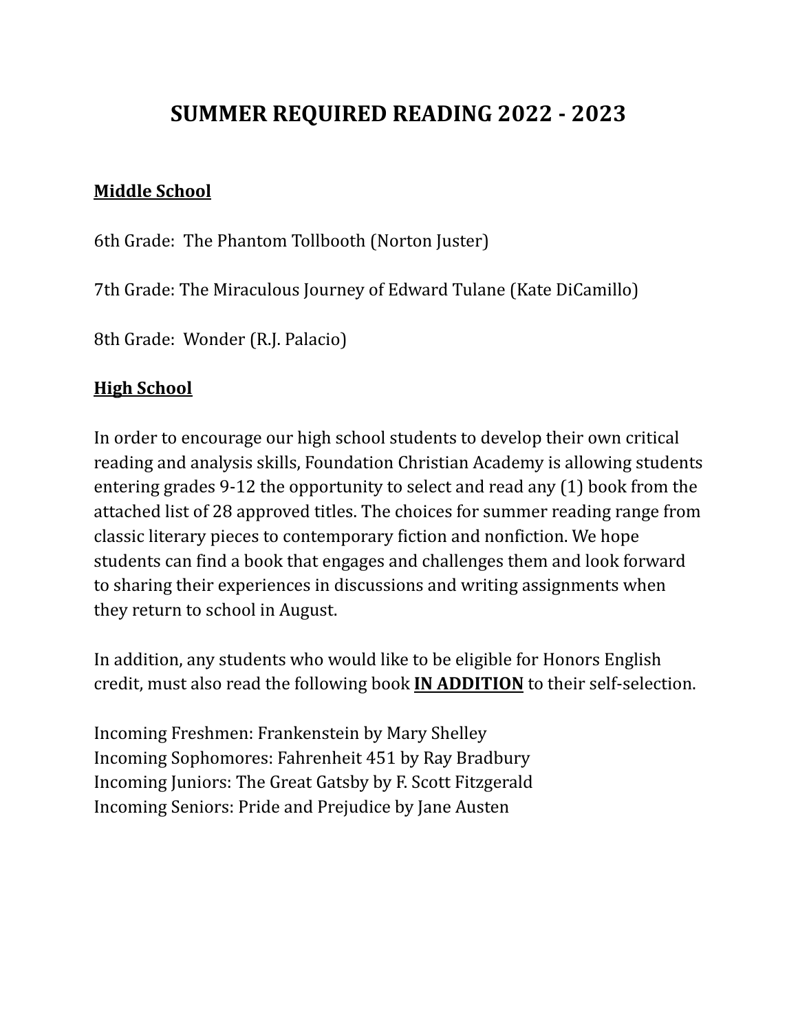# SUMMER REQUIRED READING 2022 - 2023

**<u>Middle School</u>**

6th Grade: The Phantom Tollbooth (Norton Juster)

7th Grade: The Miraculous Journey of Edward Tulane (Kate DiCamillo)

8th Grade: Wonder (R.J. Palacio)

**<u>High School</u>**

In order to encourage our high school students to develop their own critical reading and analysis skills, Foundation Christian Academy is allowing students entering grades 9-12 the opportunity to select and read any (1) book from the attached list of 28 approved titles. The choices for summer reading range from classic literary pieces to contemporary fiction and nonfiction. We hope students can find a book that engages and challenges them and look forward to sharing their experiences in discussions and writing assignments when they return to school in August.

In addition, any students who would like to be eligible for Honors English credit, must also read the following book **<u>IN ADDITION</u>** to their self-selection.

Incoming Freshmen: Frankenstein by Mary Shelley
Incoming Sophomores: Fahrenheit 451 by Ray Bradbury
Incoming Juniors: The Great Gatsby by F. Scott Fitzgerald
Incoming Seniors: Pride and Prejudice by Jane Austen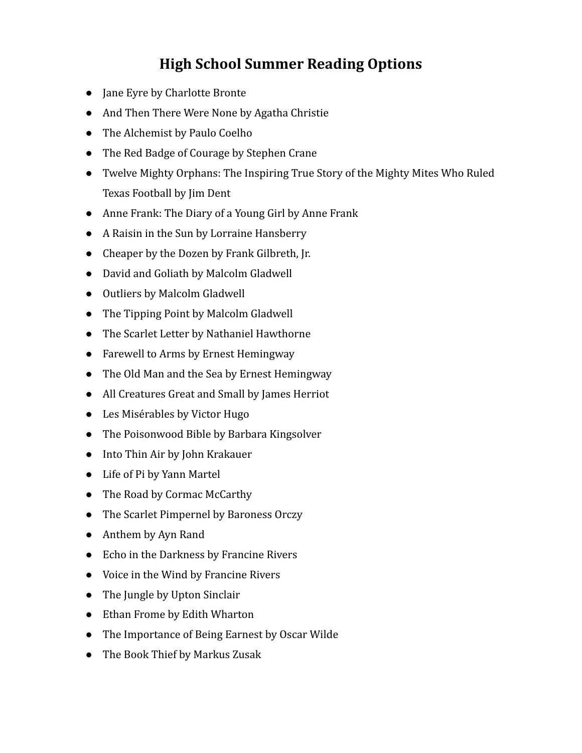# High School Summer Reading Options

- Jane Eyre by Charlotte Bronte
- And Then There Were None by Agatha Christie
- The Alchemist by Paulo Coelho
- The Red Badge of Courage by Stephen Crane
- Twelve Mighty Orphans: The Inspiring True Story of the Mighty Mites Who Ruled Texas Football by Jim Dent
- Anne Frank: The Diary of a Young Girl by Anne Frank
- A Raisin in the Sun by Lorraine Hansberry
- Cheaper by the Dozen by Frank Gilbreth, Jr.
- David and Goliath by Malcolm Gladwell
- Outliers by Malcolm Gladwell
- The Tipping Point by Malcolm Gladwell
- The Scarlet Letter by Nathaniel Hawthorne
- Farewell to Arms by Ernest Hemingway
- The Old Man and the Sea by Ernest Hemingway
- All Creatures Great and Small by James Herriot
- Les Misérables by Victor Hugo
- The Poisonwood Bible by Barbara Kingsolver
- Into Thin Air by John Krakauer
- Life of Pi by Yann Martel
- The Road by Cormac McCarthy
- The Scarlet Pimpernel by Baroness Orczy
- Anthem by Ayn Rand
- Echo in the Darkness by Francine Rivers
- Voice in the Wind by Francine Rivers
- The Jungle by Upton Sinclair
- Ethan Frome by Edith Wharton
- The Importance of Being Earnest by Oscar Wilde
- The Book Thief by Markus Zusak